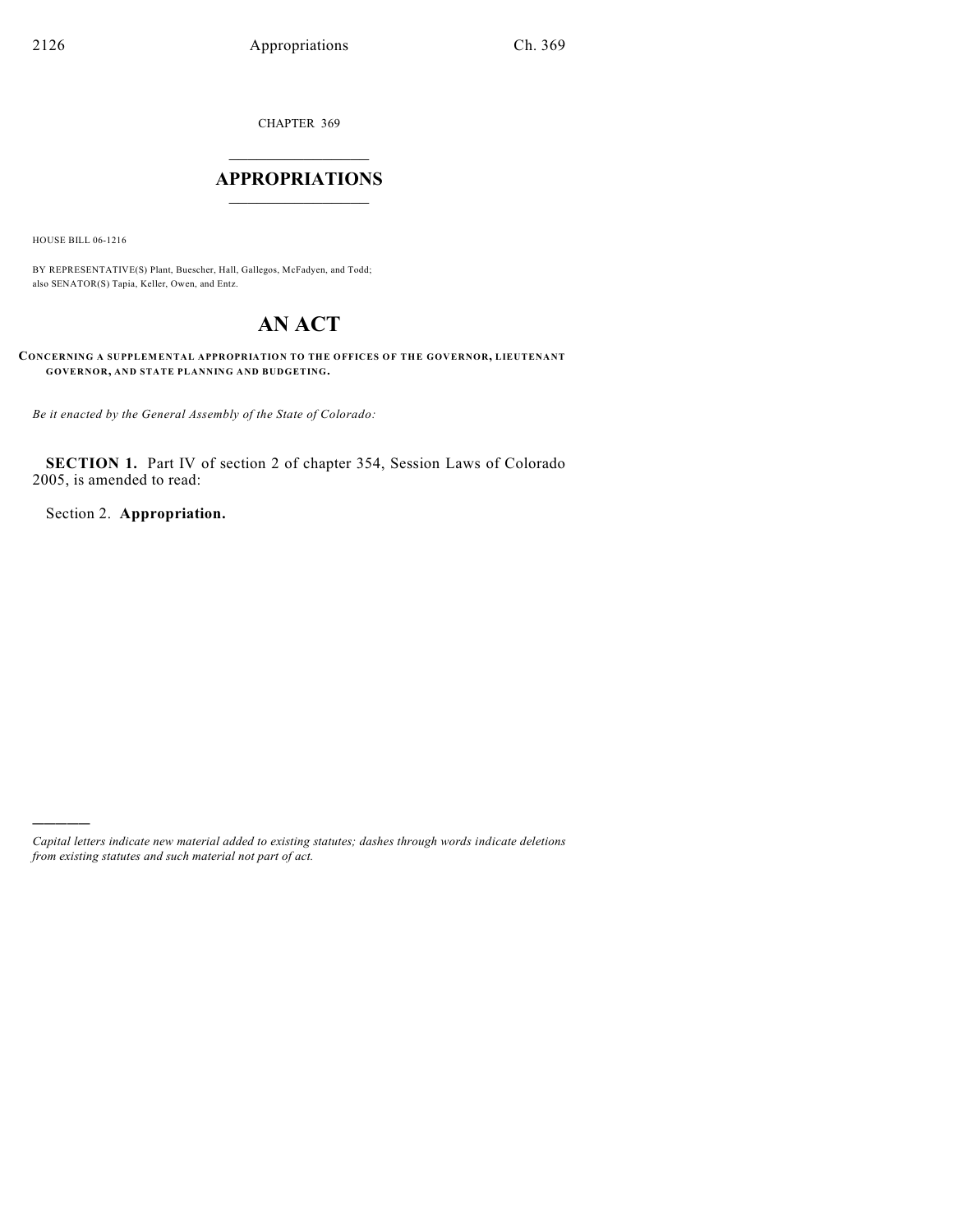CHAPTER 369

# APPROPRIATIONS

HOUSE BILL 06-1216

BY REPRESENTATIVE(S) Plant, Buescher, Hall, Gallegos, McFadyen, and Todd; also SENATOR(S) Tapia, Keller, Owen, and Entz.

# AN ACT

**CONCERNING A SUPPLEMENTAL APPROPRIATION TO THE OFFICES OF THE GOVERNOR, LIEUTENANT GOVERNOR, AND STATE PLANNING AND BUDGETING.**

*Be it enacted by the General Assembly of the State of Colorado:*

**SECTION 1.** Part IV of section 2 of chapter 354, Session Laws of Colorado 2005, is amended to read:

Section 2. **Appropriation.**

*Capital letters indicate new material added to existing statutes; dashes through words indicate deletions from existing statutes and such material not part of act.*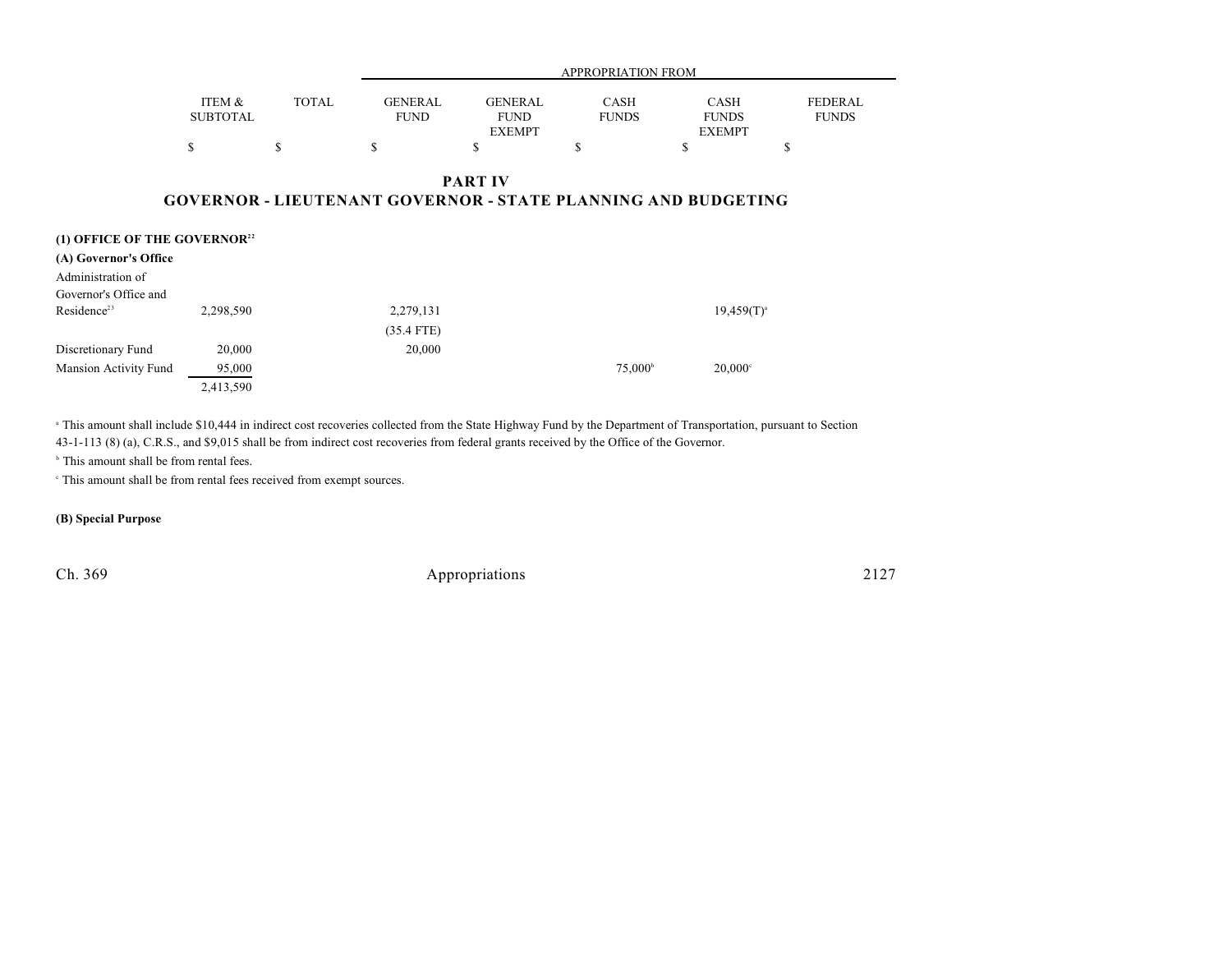| | ITEM & SUBTOTAL | TOTAL | APPROPRIATION FROM GENERAL FUND | GENERAL FUND EXEMPT | CASH FUNDS | CASH FUNDS EXEMPT | FEDERAL FUNDS |
|---|---|---|---|---|---|---|---|
| | $ | $ | $ | $ | $ | $ | $ |

## PART IV
## GOVERNOR - LIEUTENANT GOVERNOR - STATE PLANNING AND BUDGETING

**(1) OFFICE OF THE GOVERNOR[22]**

**(A) Governor's Office**

| | ITEM & SUBTOTAL | TOTAL | GENERAL FUND | GENERAL FUND EXEMPT | CASH FUNDS | CASH FUNDS EXEMPT | FEDERAL FUNDS |
|---|---|---|---|---|---|---|---|
| Administration of Governor's Office and Residence[23] | 2,298,590 | | 2,279,131 | | | 19,459(T)[a] | |
| | | | (35.4 FTE) | | | | |
| Discretionary Fund | 20,000 | | 20,000 | | | | |
| Mansion Activity Fund | 95,000 | | | | 75,000[b] | 20,000[c] | |
| | 2,413,590 | | | | | | |

[a] This amount shall include $10,444 in indirect cost recoveries collected from the State Highway Fund by the Department of Transportation, pursuant to Section 43-1-113 (8) (a), C.R.S., and $9,015 shall be from indirect cost recoveries from federal grants received by the Office of the Governor.

[b] This amount shall be from rental fees.

[c] This amount shall be from rental fees received from exempt sources.

**(B) Special Purpose**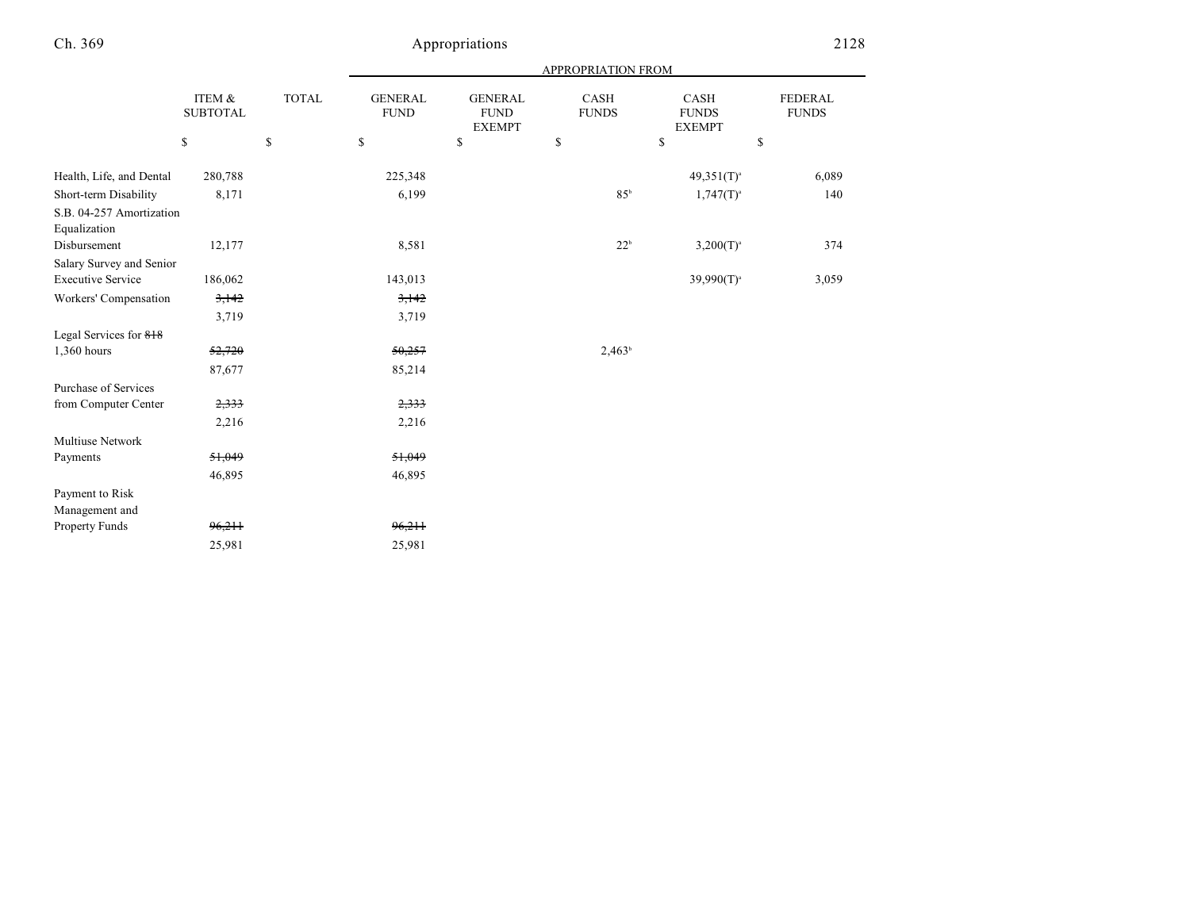| | ITEM & SUBTOTAL | TOTAL | APPROPRIATION FROM GENERAL FUND | GENERAL FUND EXEMPT | CASH FUNDS | CASH FUNDS EXEMPT | FEDERAL FUNDS |
|---|---|---|---|---|---|---|---|
| | $ | $ | $ | $ | $ | $ | $ |
| Health, Life, and Dental | 280,788 | | 225,348 | | | 49,351(T)[a] | 6,089 |
| Short-term Disability | 8,171 | | 6,199 | | 85[b] | 1,747(T)[a] | 140 |
| S.B. 04-257 Amortization Equalization Disbursement | 12,177 | | 8,581 | | 22[b] | 3,200(T)[a] | 374 |
| Salary Survey and Senior Executive Service | 186,062 | | 143,013 | | | 39,990(T)[a] | 3,059 |
| Workers' Compensation | ~~3,142~~ | | ~~3,142~~ | | | | |
| | 3,719 | | 3,719 | | | | |
| Legal Services for ~~818~~ 1,360 hours | ~~52,720~~ | | ~~50,257~~ | | 2,463[b] | | |
| | 87,677 | | 85,214 | | | | |
| Purchase of Services from Computer Center | ~~2,333~~ | | ~~2,333~~ | | | | |
| | 2,216 | | 2,216 | | | | |
| Multiuse Network Payments | ~~51,049~~ | | ~~51,049~~ | | | | |
| | 46,895 | | 46,895 | | | | |
| Payment to Risk Management and Property Funds | ~~96,211~~ | | ~~96,211~~ | | | | |
| | 25,981 | | 25,981 | | | | |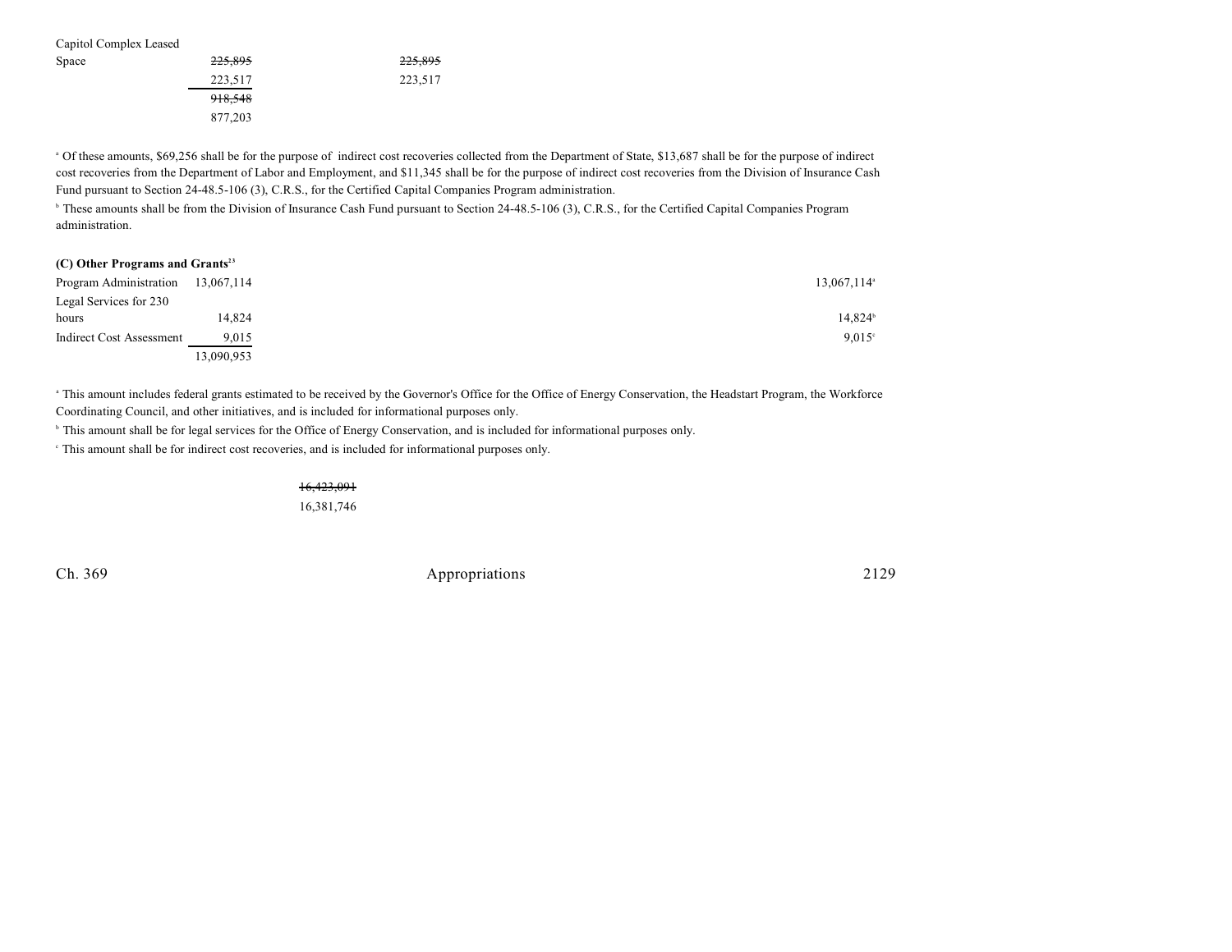| | | | | | | |
|---|---|---|---|---|---|---|
| Capitol Complex Leased Space | ~~225,895~~ | | ~~225,895~~ | | | |
| | 223,517 | | 223,517 | | | |
| | ~~918,548~~ | | | | | |
| | 877,203 | | | | | |

[a] Of these amounts, $69,256 shall be for the purpose of indirect cost recoveries collected from the Department of State, $13,687 shall be for the purpose of indirect cost recoveries from the Department of Labor and Employment, and $11,345 shall be for the purpose of indirect cost recoveries from the Division of Insurance Cash Fund pursuant to Section 24-48.5-106 (3), C.R.S., for the Certified Capital Companies Program administration.

[b] These amounts shall be from the Division of Insurance Cash Fund pursuant to Section 24-48.5-106 (3), C.R.S., for the Certified Capital Companies Program administration.

**(C) Other Programs and Grants**[23]

| | | | | | | |
|---|---|---|---|---|---|---|
| Program Administration | 13,067,114 | | | | | 13,067,114[a] |
| Legal Services for 230 hours | 14,824 | | | | | 14,824[b] |
| Indirect Cost Assessment | 9,015 | | | | | 9,015[c] |
| | 13,090,953 | | | | | |

[a] This amount includes federal grants estimated to be received by the Governor's Office for the Office of Energy Conservation, the Headstart Program, the Workforce Coordinating Council, and other initiatives, and is included for informational purposes only.

[b] This amount shall be for legal services for the Office of Energy Conservation, and is included for informational purposes only.

[c] This amount shall be for indirect cost recoveries, and is included for informational purposes only.

~~16,423,091~~

16,381,746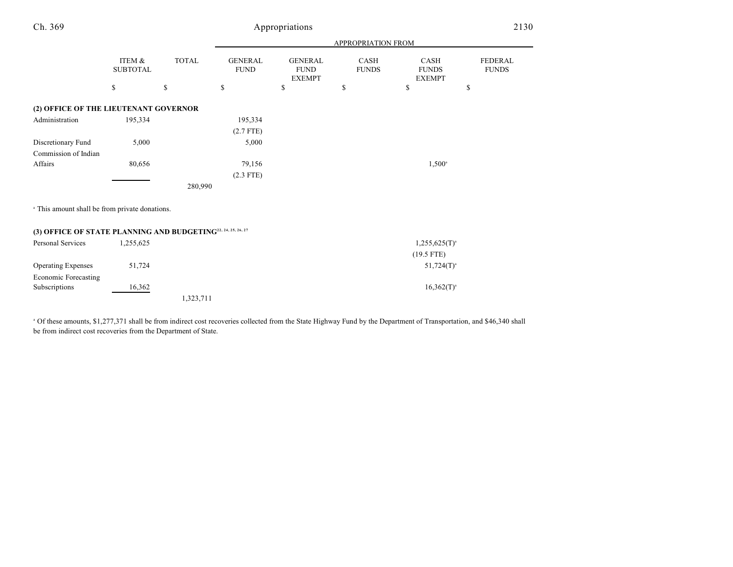| | ITEM & SUBTOTAL | TOTAL | APPROPRIATION FROM GENERAL FUND | GENERAL FUND EXEMPT | CASH FUNDS | CASH FUNDS EXEMPT | FEDERAL FUNDS |
|---|---|---|---|---|---|---|---|
| | $ | $ | $ | $ | $ | $ | $ |
| **(2) OFFICE OF THE LIEUTENANT GOVERNOR** | | | | | | | |
| Administration | 195,334 | | 195,334 | | | | |
| | | | (2.7 FTE) | | | | |
| Discretionary Fund | 5,000 | | 5,000 | | | | |
| Commission of Indian Affairs | 80,656 | | 79,156 | | | 1,500[a] | |
| | | | (2.3 FTE) | | | | |
| | | 280,990 | | | | | |

[a] This amount shall be from private donations.

| | ITEM & SUBTOTAL | TOTAL | GENERAL FUND | GENERAL FUND EXEMPT | CASH FUNDS | CASH FUNDS EXEMPT | FEDERAL FUNDS |
|---|---|---|---|---|---|---|---|
| **(3) OFFICE OF STATE PLANNING AND BUDGETING[22, 24, 25, 26, 27]** | | | | | | | |
| Personal Services | 1,255,625 | | | | | 1,255,625(T)[a] | |
| | | | | | | (19.5 FTE) | |
| Operating Expenses | 51,724 | | | | | 51,724(T)[a] | |
| Economic Forecasting Subscriptions | 16,362 | | | | | 16,362(T)[a] | |
| | | 1,323,711 | | | | | |

[a] Of these amounts, $1,277,371 shall be from indirect cost recoveries collected from the State Highway Fund by the Department of Transportation, and $46,340 shall be from indirect cost recoveries from the Department of State.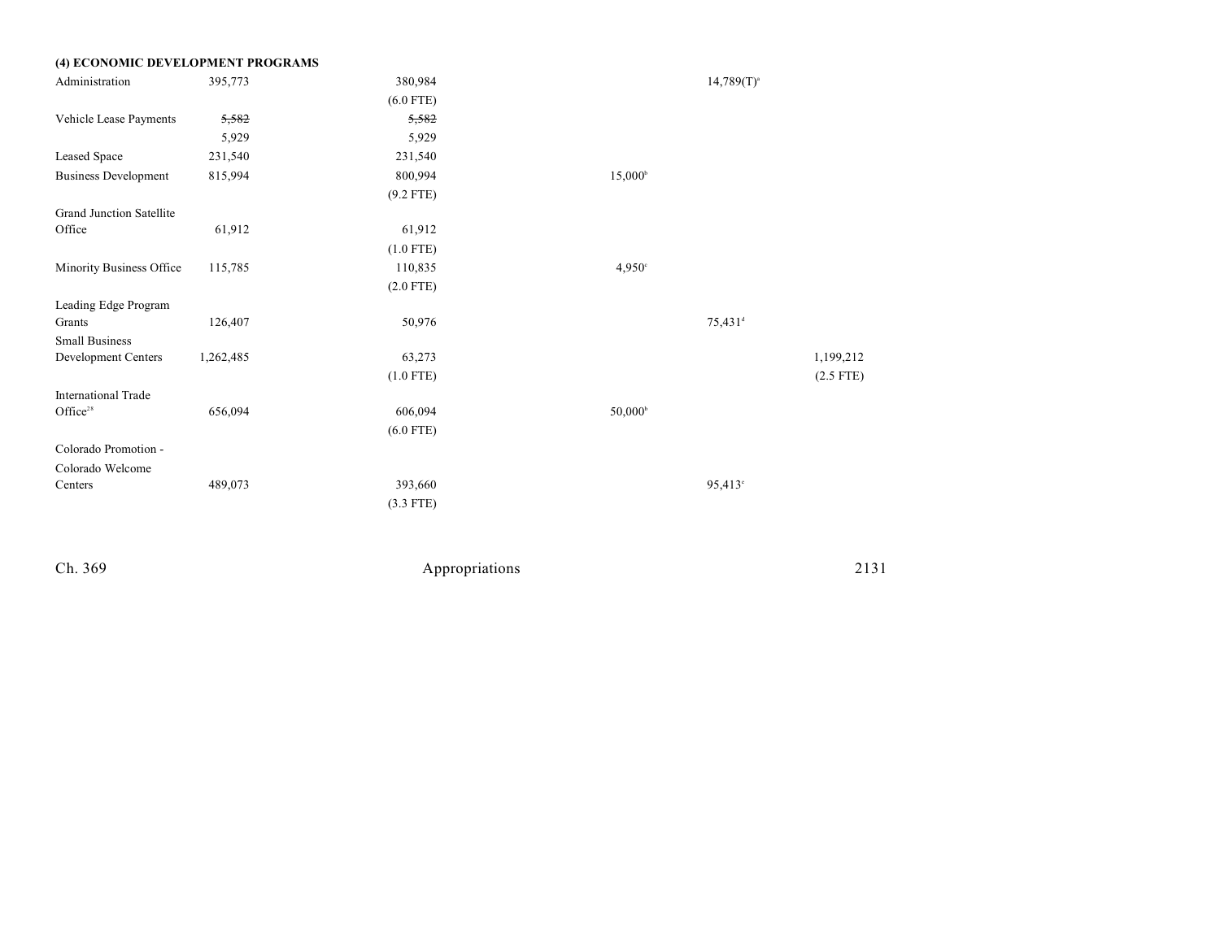**(4) ECONOMIC DEVELOPMENT PROGRAMS**

| | | | | | |
|---|---|---|---|---|---|
| Administration | 395,773 | 380,984 | | 14,789(T)[a] | |
| | | (6.0 FTE) | | | |
| Vehicle Lease Payments | ~~5,582~~ | ~~5,582~~ | | | |
| | 5,929 | 5,929 | | | |
| Leased Space | 231,540 | 231,540 | | | |
| Business Development | 815,994 | 800,994 | 15,000[b] | | |
| | | (9.2 FTE) | | | |
| Grand Junction Satellite Office | 61,912 | 61,912 | | | |
| | | (1.0 FTE) | | | |
| Minority Business Office | 115,785 | 110,835 | 4,950[c] | | |
| | | (2.0 FTE) | | | |
| Leading Edge Program Grants | 126,407 | 50,976 | | 75,431[d] | |
| Small Business Development Centers | 1,262,485 | 63,273 | | | 1,199,212 |
| | | (1.0 FTE) | | | (2.5 FTE) |
| International Trade Office[28] | 656,094 | 606,094 | 50,000[b] | | |
| | | (6.0 FTE) | | | |
| Colorado Promotion - Colorado Welcome Centers | 489,073 | 393,660 | | 95,413[e] | |
| | | (3.3 FTE) | | | |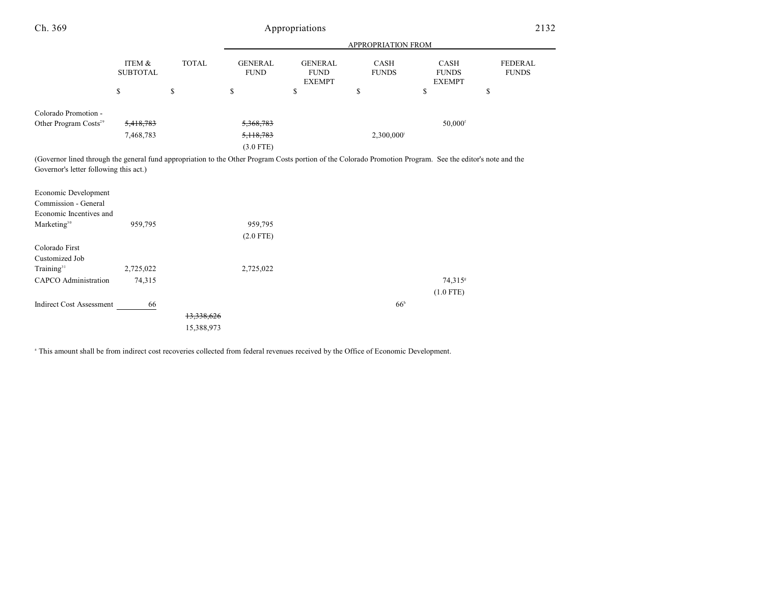| | ITEM & SUBTOTAL | TOTAL | APPROPRIATION FROM GENERAL FUND | GENERAL FUND EXEMPT | CASH FUNDS | CASH FUNDS EXEMPT | FEDERAL FUNDS |
|---|---|---|---|---|---|---|---|
| | $ | $ | $ | $ | $ | $ | $ |
| Colorado Promotion - Other Program Costs[29] | ~~5,418,783~~ 7,468,783 | | ~~5,368,783~~ ~~5,118,783~~ (3.0 FTE) | | 2,300,000[i] | 50,000[f] | |

(Governor lined through the general fund appropriation to the Other Program Costs portion of the Colorado Promotion Program. See the editor's note and the Governor's letter following this act.)

| | ITEM & SUBTOTAL | TOTAL | GENERAL FUND | GENERAL FUND EXEMPT | CASH FUNDS | CASH FUNDS EXEMPT | FEDERAL FUNDS |
|---|---|---|---|---|---|---|---|
| Economic Development Commission - General Economic Incentives and Marketing[30] | 959,795 | | 959,795 (2.0 FTE) | | | | |
| Colorado First Customized Job Training[31] | 2,725,022 | | 2,725,022 | | | | |
| CAPCO Administration | 74,315 | | | | | 74,315[g] (1.0 FTE) | |
| Indirect Cost Assessment | 66 | | | | 66[h] | | |
| | | ~~13,338,626~~ 15,388,973 | | | | | |

[a] This amount shall be from indirect cost recoveries collected from federal revenues received by the Office of Economic Development.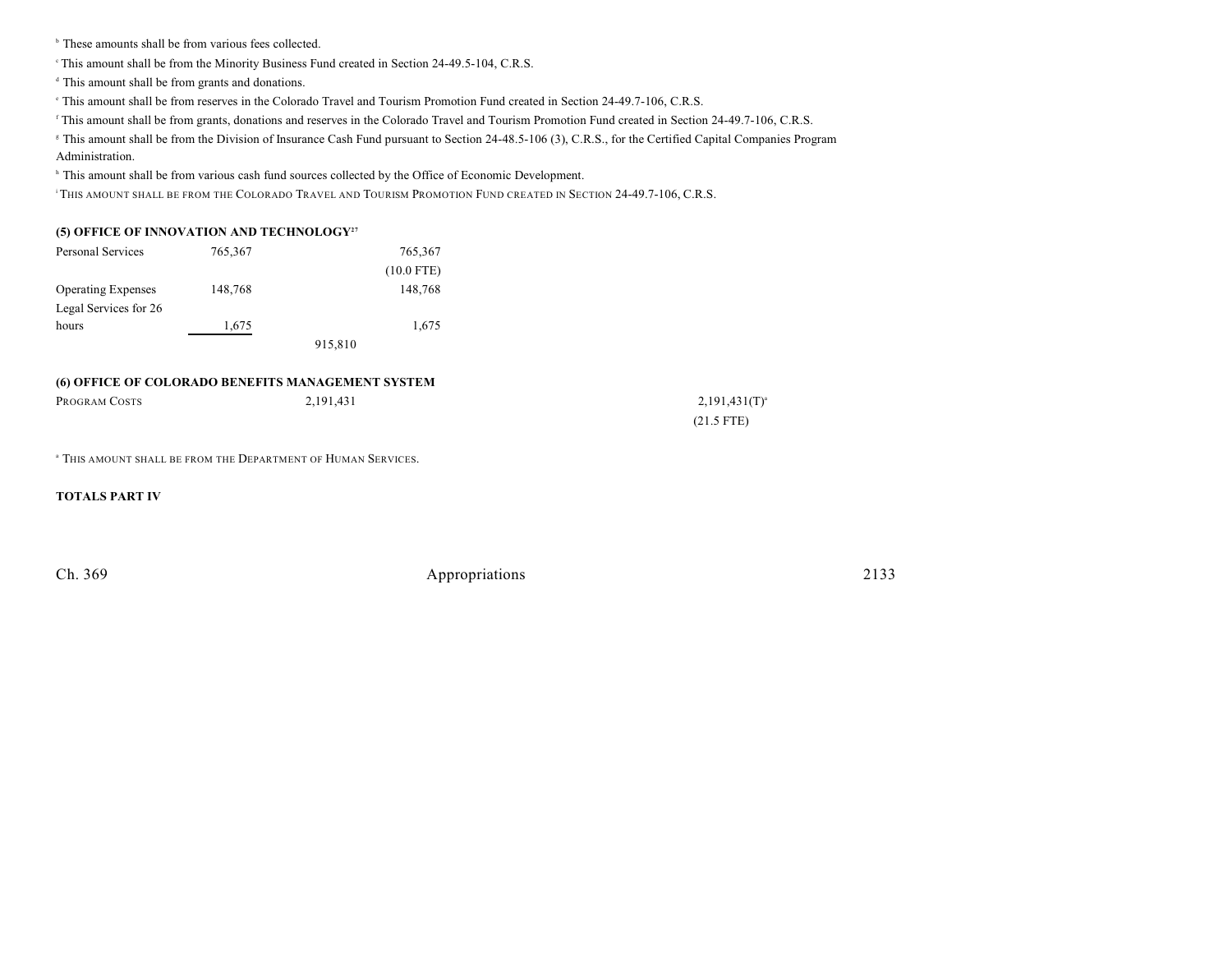[b] These amounts shall be from various fees collected.

[c] This amount shall be from the Minority Business Fund created in Section 24-49.5-104, C.R.S.

[d] This amount shall be from grants and donations.

[e] This amount shall be from reserves in the Colorado Travel and Tourism Promotion Fund created in Section 24-49.7-106, C.R.S.

[f] This amount shall be from grants, donations and reserves in the Colorado Travel and Tourism Promotion Fund created in Section 24-49.7-106, C.R.S.

[g] This amount shall be from the Division of Insurance Cash Fund pursuant to Section 24-48.5-106 (3), C.R.S., for the Certified Capital Companies Program Administration.

[h] This amount shall be from various cash fund sources collected by the Office of Economic Development.

[i] THIS AMOUNT SHALL BE FROM THE COLORADO TRAVEL AND TOURISM PROMOTION FUND CREATED IN SECTION 24-49.7-106, C.R.S.

**(5) OFFICE OF INNOVATION AND TECHNOLOGY[27]**

| | | | | | |
|---|---|---|---|---|---|
| Personal Services | 765,367 | | 765,367 | | |
| | | | (10.0 FTE) | | |
| Operating Expenses | 148,768 | | 148,768 | | |
| Legal Services for 26 hours | 1,675 | | 1,675 | | |
| | | 915,810 | | | |

**(6) OFFICE OF COLORADO BENEFITS MANAGEMENT SYSTEM**

| | | | | | |
|---|---|---|---|---|---|
| PROGRAM COSTS | | 2,191,431 | | | 2,191,431(T)[a] |
| | | | | | (21.5 FTE) |

[a] THIS AMOUNT SHALL BE FROM THE DEPARTMENT OF HUMAN SERVICES.

**TOTALS PART IV**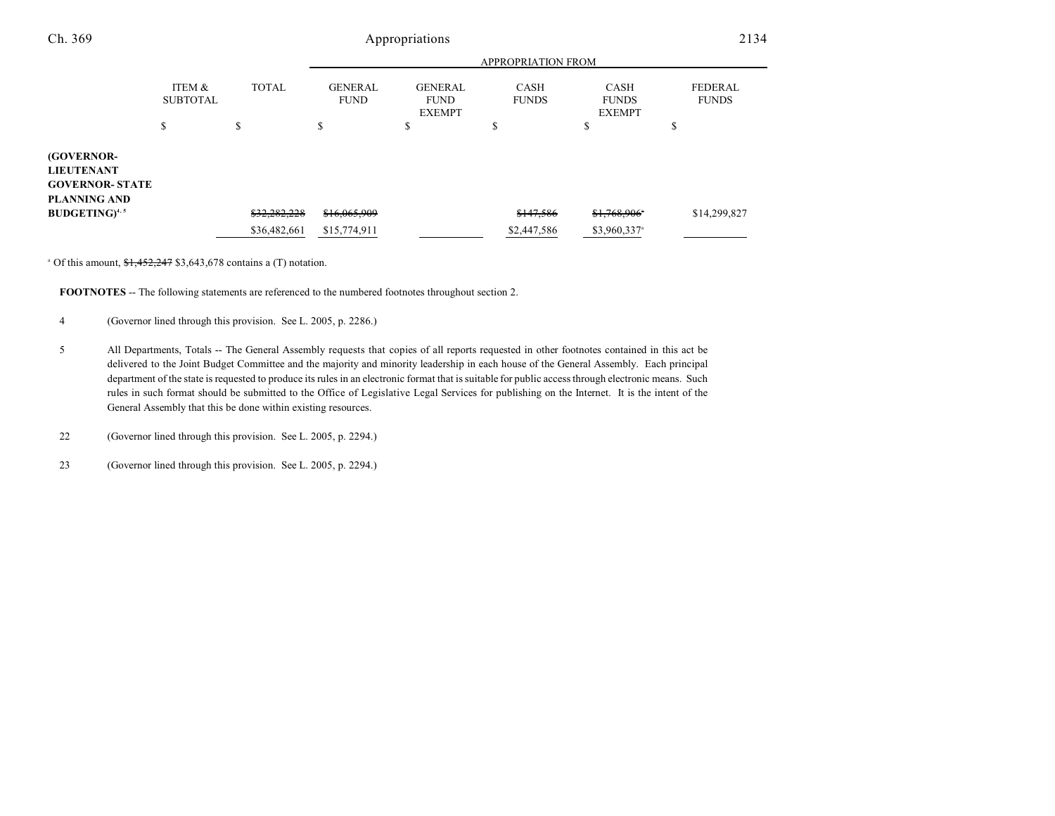| | ITEM & SUBTOTAL | TOTAL | APPROPRIATION FROM GENERAL FUND | GENERAL FUND EXEMPT | CASH FUNDS | CASH FUNDS EXEMPT | FEDERAL FUNDS |
|---|---|---|---|---|---|---|---|
| | $ | $ | $ | $ | $ | $ | $ |
| **(GOVERNOR-LIEUTENANT GOVERNOR- STATE PLANNING AND BUDGETING)**[4, 5] | | ~~$32,282,228~~ | ~~$16,065,909~~ | | ~~$147,586~~ | ~~$1,768,906~~[a] | $14,299,827 |
| | | $36,482,661 | $15,774,911 | | $2,447,586 | $3,960,337[a] | |

[a] Of this amount, ~~$1,452,247~~ $3,643,678 contains a (T) notation.

**FOOTNOTES** -- The following statements are referenced to the numbered footnotes throughout section 2.

4 (Governor lined through this provision. See L. 2005, p. 2286.)

5 All Departments, Totals -- The General Assembly requests that copies of all reports requested in other footnotes contained in this act be delivered to the Joint Budget Committee and the majority and minority leadership in each house of the General Assembly. Each principal department of the state is requested to produce its rules in an electronic format that is suitable for public access through electronic means. Such rules in such format should be submitted to the Office of Legislative Legal Services for publishing on the Internet. It is the intent of the General Assembly that this be done within existing resources.

22 (Governor lined through this provision. See L. 2005, p. 2294.)

23 (Governor lined through this provision. See L. 2005, p. 2294.)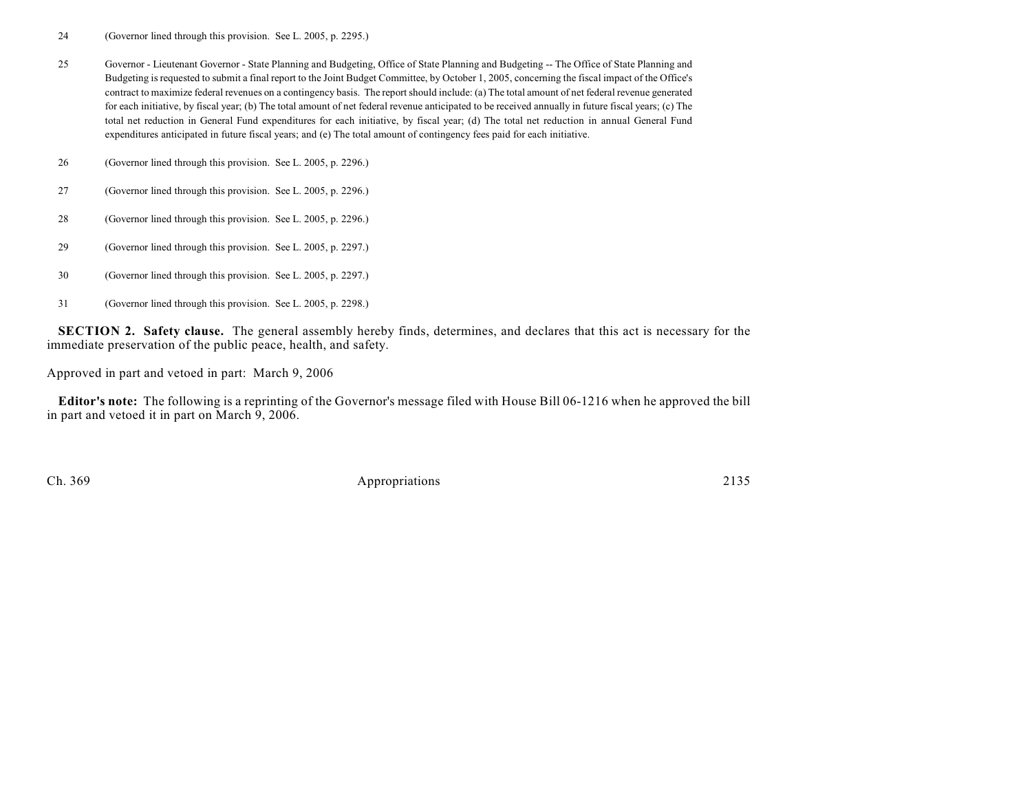24 (Governor lined through this provision. See L. 2005, p. 2295.)

25 Governor - Lieutenant Governor - State Planning and Budgeting, Office of State Planning and Budgeting -- The Office of State Planning and Budgeting is requested to submit a final report to the Joint Budget Committee, by October 1, 2005, concerning the fiscal impact of the Office's contract to maximize federal revenues on a contingency basis. The report should include: (a) The total amount of net federal revenue generated for each initiative, by fiscal year; (b) The total amount of net federal revenue anticipated to be received annually in future fiscal years; (c) The total net reduction in General Fund expenditures for each initiative, by fiscal year; (d) The total net reduction in annual General Fund expenditures anticipated in future fiscal years; and (e) The total amount of contingency fees paid for each initiative.

26 (Governor lined through this provision. See L. 2005, p. 2296.)

27 (Governor lined through this provision. See L. 2005, p. 2296.)

28 (Governor lined through this provision. See L. 2005, p. 2296.)

29 (Governor lined through this provision. See L. 2005, p. 2297.)

30 (Governor lined through this provision. See L. 2005, p. 2297.)

31 (Governor lined through this provision. See L. 2005, p. 2298.)

**SECTION 2. Safety clause.** The general assembly hereby finds, determines, and declares that this act is necessary for the immediate preservation of the public peace, health, and safety.

Approved in part and vetoed in part: March 9, 2006

**Editor's note:** The following is a reprinting of the Governor's message filed with House Bill 06-1216 when he approved the bill in part and vetoed it in part on March 9, 2006.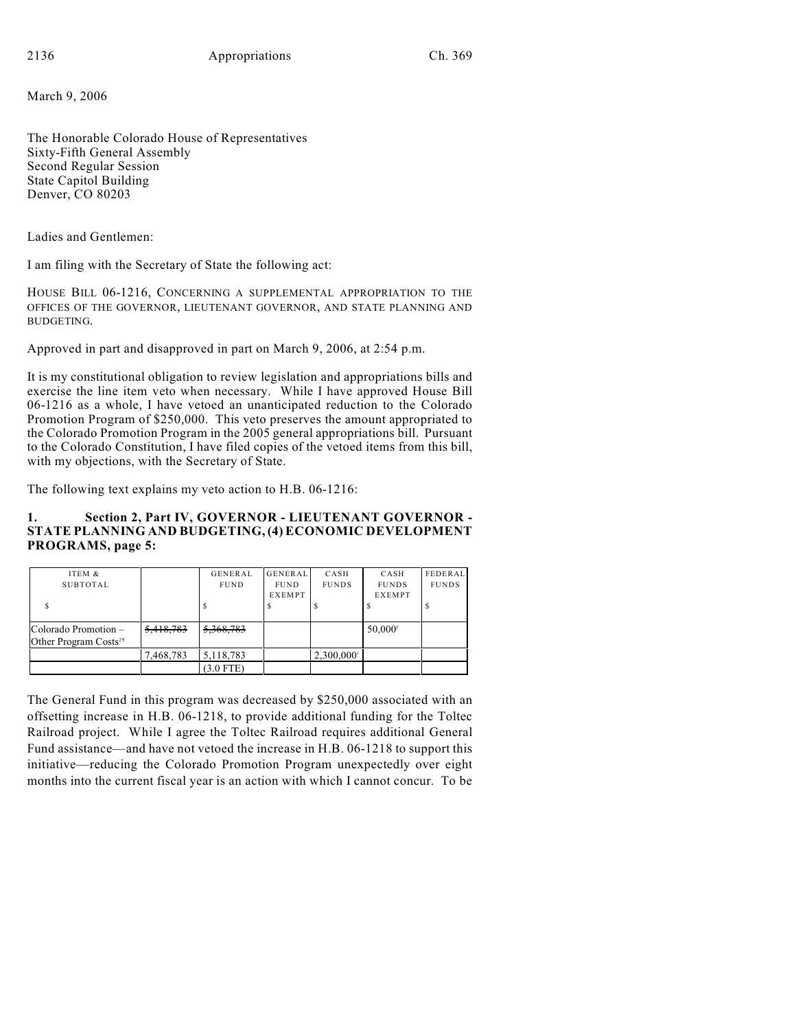March 9, 2006

The Honorable Colorado House of Representatives
Sixty-Fifth General Assembly
Second Regular Session
State Capitol Building
Denver, CO 80203

Ladies and Gentlemen:

I am filing with the Secretary of State the following act:

HOUSE BILL 06-1216, CONCERNING A SUPPLEMENTAL APPROPRIATION TO THE OFFICES OF THE GOVERNOR, LIEUTENANT GOVERNOR, AND STATE PLANNING AND BUDGETING.

Approved in part and disapproved in part on March 9, 2006, at 2:54 p.m.

It is my constitutional obligation to review legislation and appropriations bills and exercise the line item veto when necessary. While I have approved House Bill 06-1216 as a whole, I have vetoed an unanticipated reduction to the Colorado Promotion Program of $250,000. This veto preserves the amount appropriated to the Colorado Promotion Program in the 2005 general appropriations bill. Pursuant to the Colorado Constitution, I have filed copies of the vetoed items from this bill, with my objections, with the Secretary of State.

The following text explains my veto action to H.B. 06-1216:

**1. Section 2, Part IV, GOVERNOR - LIEUTENANT GOVERNOR - STATE PLANNING AND BUDGETING, (4) ECONOMIC DEVELOPMENT PROGRAMS, page 5:**

| ITEM & SUBTOTAL<br>$ | | GENERAL FUND<br>$ | GENERAL FUND EXEMPT<br>$ | CASH FUNDS<br>$ | CASH FUNDS EXEMPT<br>$ | FEDERAL FUNDS<br>$ |
|---|---|---|---|---|---|---|
| Colorado Promotion – Other Program Costs[29] | ~~5,418,783~~ | ~~5,368,783~~ | | | 50,000[c] | |
| | 7,468,783 | 5,118,783 | | 2,300,000[c] | | |
| | | (3.0 FTE) | | | | |

The General Fund in this program was decreased by $250,000 associated with an offsetting increase in H.B. 06-1218, to provide additional funding for the Toltec Railroad project. While I agree the Toltec Railroad requires additional General Fund assistance—and have not vetoed the increase in H.B. 06-1218 to support this initiative—reducing the Colorado Promotion Program unexpectedly over eight months into the current fiscal year is an action with which I cannot concur. To be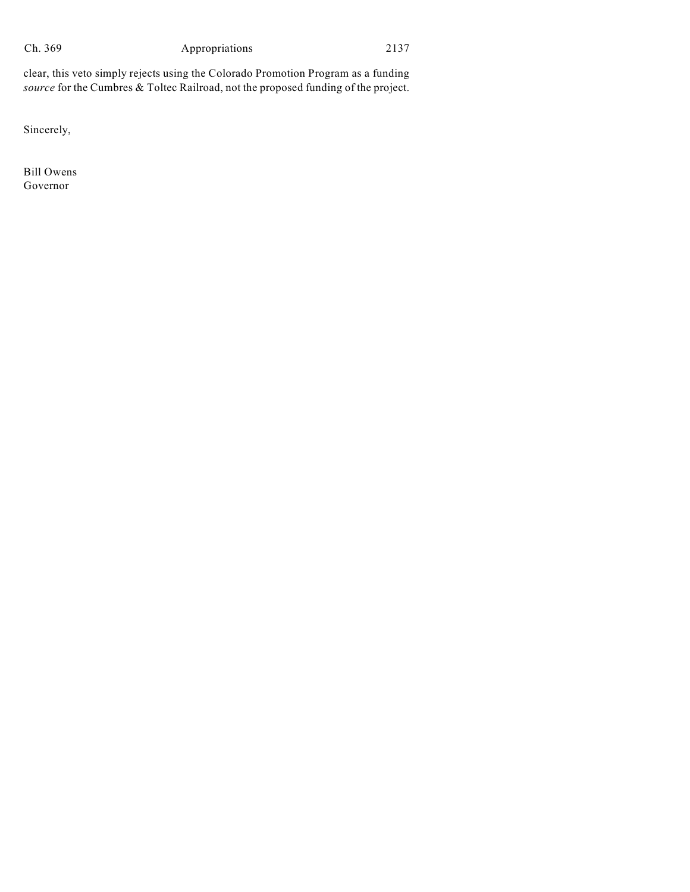clear, this veto simply rejects using the Colorado Promotion Program as a funding *source* for the Cumbres & Toltec Railroad, not the proposed funding of the project.

Sincerely,

Bill Owens
Governor